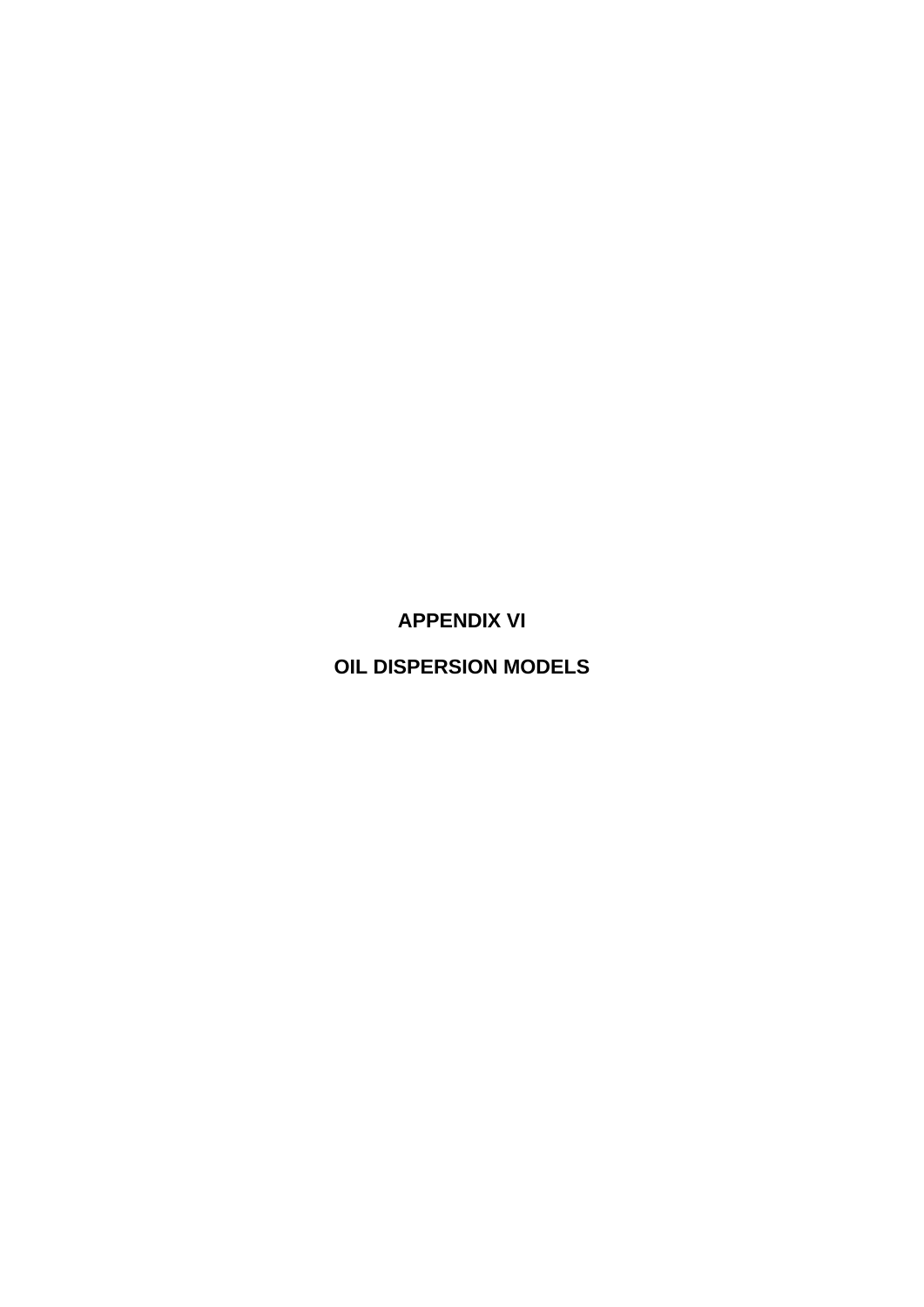# APPENDIX VI

# OIL DISPERSION MODELS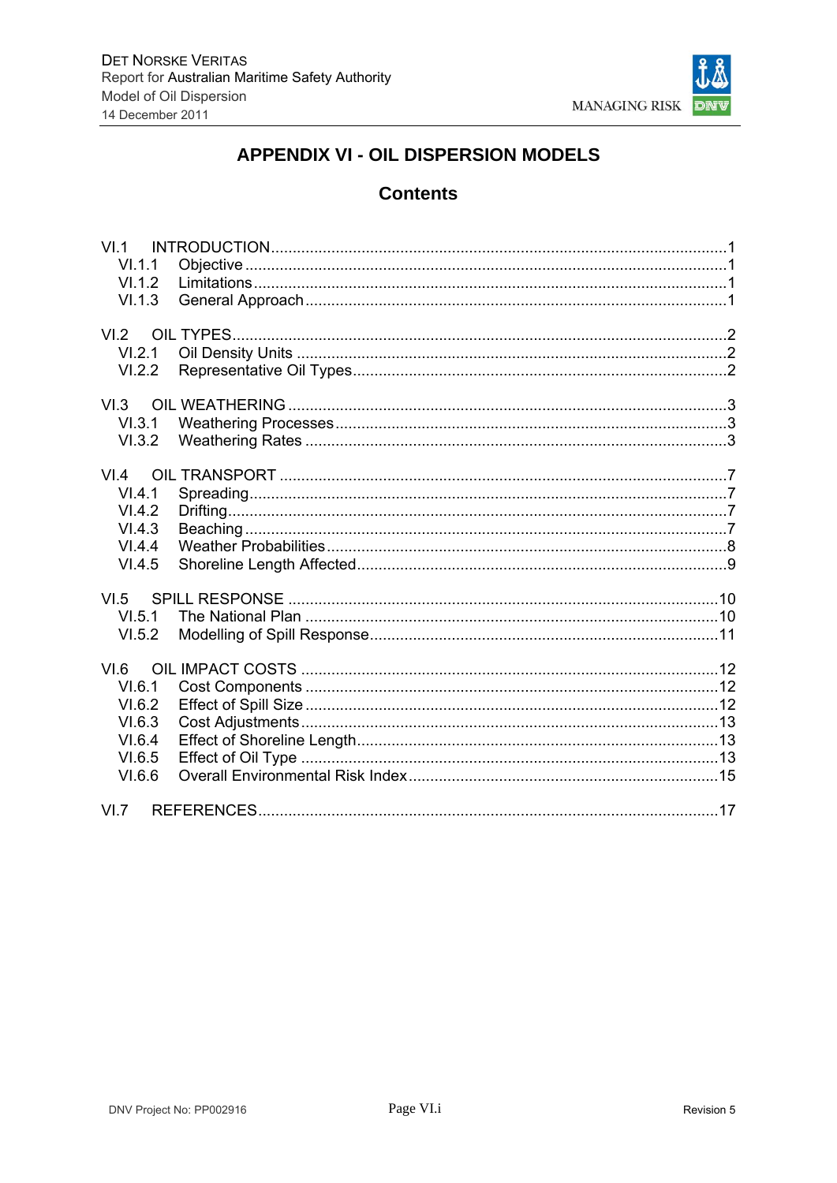# APPENDIX VI - OIL DISPERSION MODELS

## Contents

VI.1 INTRODUCTION ....................................................................................................1
- VI.1.1 Objective ..........................................................................................................1
- VI.1.2 Limitations ........................................................................................................1
- VI.1.3 General Approach ............................................................................................1

VI.2 OIL TYPES ...............................................................................................................2
- VI.2.1 Oil Density Units ...............................................................................................2
- VI.2.2 Representative Oil Types ..................................................................................2

VI.3 OIL WEATHERING ...................................................................................................3
- VI.3.1 Weathering Processes ......................................................................................3
- VI.3.2 Weathering Rates .............................................................................................3

VI.4 OIL TRANSPORT .....................................................................................................7
- VI.4.1 Spreading .........................................................................................................7
- VI.4.2 Drifting ..............................................................................................................7
- VI.4.3 Beaching ...........................................................................................................7
- VI.4.4 Weather Probabilities ........................................................................................8
- VI.4.5 Shoreline Length Affected .................................................................................9

VI.5 SPILL RESPONSE ..................................................................................................10
- VI.5.1 The National Plan ............................................................................................10
- VI.5.2 Modelling of Spill Response .............................................................................11

VI.6 OIL IMPACT COSTS ...............................................................................................12
- VI.6.1 Cost Components ............................................................................................12
- VI.6.2 Effect of Spill Size ............................................................................................12
- VI.6.3 Cost Adjustments .............................................................................................13
- VI.6.4 Effect of Shoreline Length .................................................................................13
- VI.6.5 Effect of Oil Type ..............................................................................................13
- VI.6.6 Overall Environmental Risk Index .....................................................................15

VI.7 REFERENCES .........................................................................................................17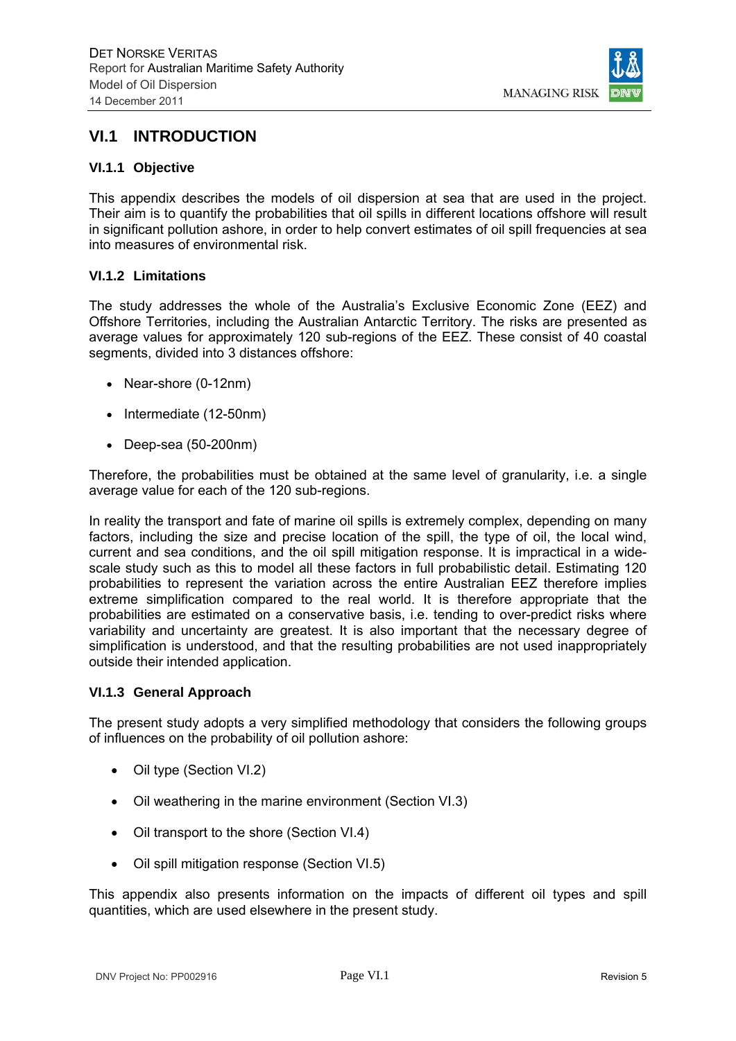# VI.1 INTRODUCTION

## VI.1.1 Objective

This appendix describes the models of oil dispersion at sea that are used in the project. Their aim is to quantify the probabilities that oil spills in different locations offshore will result in significant pollution ashore, in order to help convert estimates of oil spill frequencies at sea into measures of environmental risk.

## VI.1.2 Limitations

The study addresses the whole of the Australia's Exclusive Economic Zone (EEZ) and Offshore Territories, including the Australian Antarctic Territory. The risks are presented as average values for approximately 120 sub-regions of the EEZ. These consist of 40 coastal segments, divided into 3 distances offshore:

- Near-shore (0-12nm)
- Intermediate (12-50nm)
- Deep-sea (50-200nm)

Therefore, the probabilities must be obtained at the same level of granularity, i.e. a single average value for each of the 120 sub-regions.

In reality the transport and fate of marine oil spills is extremely complex, depending on many factors, including the size and precise location of the spill, the type of oil, the local wind, current and sea conditions, and the oil spill mitigation response. It is impractical in a wide-scale study such as this to model all these factors in full probabilistic detail. Estimating 120 probabilities to represent the variation across the entire Australian EEZ therefore implies extreme simplification compared to the real world. It is therefore appropriate that the probabilities are estimated on a conservative basis, i.e. tending to over-predict risks where variability and uncertainty are greatest. It is also important that the necessary degree of simplification is understood, and that the resulting probabilities are not used inappropriately outside their intended application.

## VI.1.3 General Approach

The present study adopts a very simplified methodology that considers the following groups of influences on the probability of oil pollution ashore:

- Oil type (Section VI.2)
- Oil weathering in the marine environment (Section VI.3)
- Oil transport to the shore (Section VI.4)
- Oil spill mitigation response (Section VI.5)

This appendix also presents information on the impacts of different oil types and spill quantities, which are used elsewhere in the present study.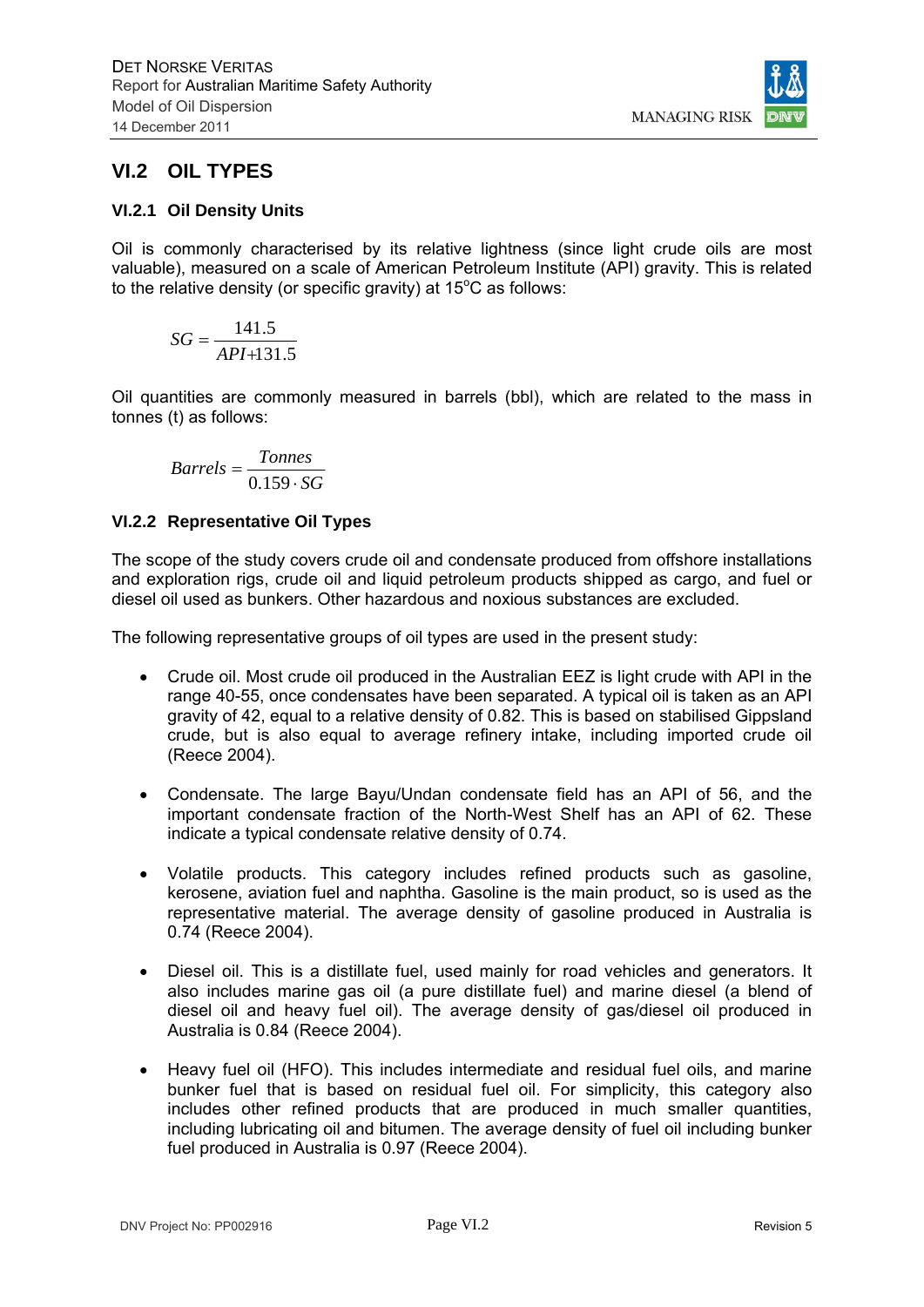## VI.2 OIL TYPES

### VI.2.1 Oil Density Units

Oil is commonly characterised by its relative lightness (since light crude oils are most valuable), measured on a scale of American Petroleum Institute (API) gravity. This is related to the relative density (or specific gravity) at 15°C as follows:

$$SG = \frac{141.5}{API + 131.5}$$

Oil quantities are commonly measured in barrels (bbl), which are related to the mass in tonnes (t) as follows:

$$Barrels = \frac{Tonnes}{0.159 \cdot SG}$$

### VI.2.2 Representative Oil Types

The scope of the study covers crude oil and condensate produced from offshore installations and exploration rigs, crude oil and liquid petroleum products shipped as cargo, and fuel or diesel oil used as bunkers. Other hazardous and noxious substances are excluded.

The following representative groups of oil types are used in the present study:

- Crude oil. Most crude oil produced in the Australian EEZ is light crude with API in the range 40-55, once condensates have been separated. A typical oil is taken as an API gravity of 42, equal to a relative density of 0.82. This is based on stabilised Gippsland crude, but is also equal to average refinery intake, including imported crude oil (Reece 2004).

- Condensate. The large Bayu/Undan condensate field has an API of 56, and the important condensate fraction of the North-West Shelf has an API of 62. These indicate a typical condensate relative density of 0.74.

- Volatile products. This category includes refined products such as gasoline, kerosene, aviation fuel and naphtha. Gasoline is the main product, so is used as the representative material. The average density of gasoline produced in Australia is 0.74 (Reece 2004).

- Diesel oil. This is a distillate fuel, used mainly for road vehicles and generators. It also includes marine gas oil (a pure distillate fuel) and marine diesel (a blend of diesel oil and heavy fuel oil). The average density of gas/diesel oil produced in Australia is 0.84 (Reece 2004).

- Heavy fuel oil (HFO). This includes intermediate and residual fuel oils, and marine bunker fuel that is based on residual fuel oil. For simplicity, this category also includes other refined products that are produced in much smaller quantities, including lubricating oil and bitumen. The average density of fuel oil including bunker fuel produced in Australia is 0.97 (Reece 2004).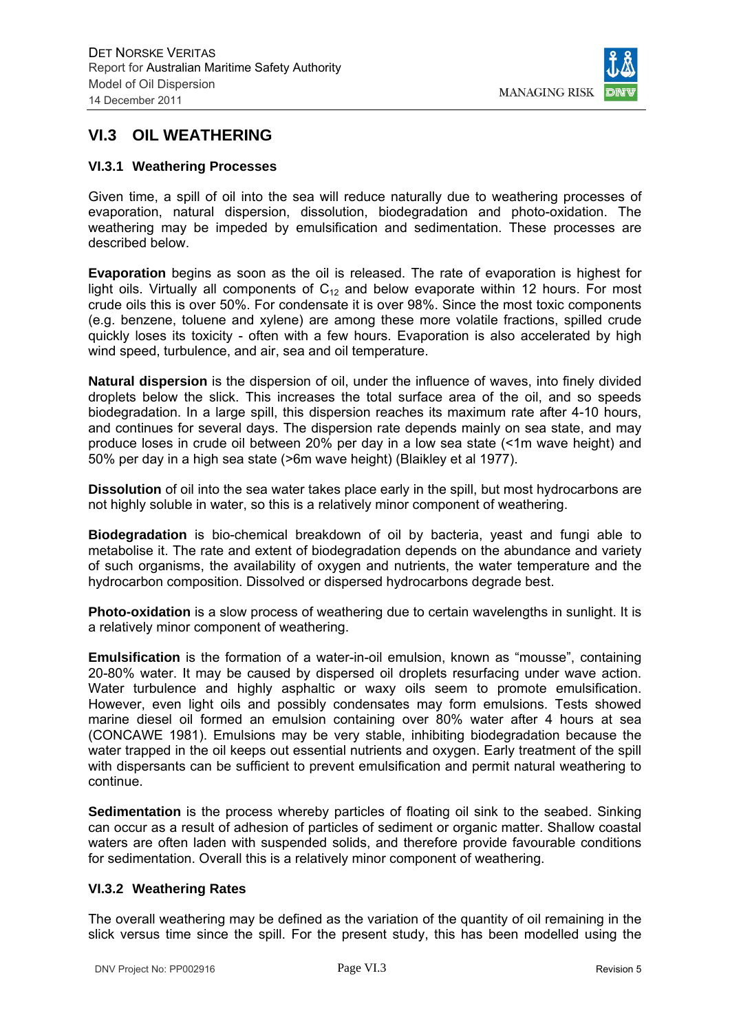## VI.3 OIL WEATHERING

### VI.3.1 Weathering Processes

Given time, a spill of oil into the sea will reduce naturally due to weathering processes of evaporation, natural dispersion, dissolution, biodegradation and photo-oxidation. The weathering may be impeded by emulsification and sedimentation. These processes are described below.

**Evaporation** begins as soon as the oil is released. The rate of evaporation is highest for light oils. Virtually all components of $C_{12}$ and below evaporate within 12 hours. For most crude oils this is over 50%. For condensate it is over 98%. Since the most toxic components (e.g. benzene, toluene and xylene) are among these more volatile fractions, spilled crude quickly loses its toxicity - often with a few hours. Evaporation is also accelerated by high wind speed, turbulence, and air, sea and oil temperature.

**Natural dispersion** is the dispersion of oil, under the influence of waves, into finely divided droplets below the slick. This increases the total surface area of the oil, and so speeds biodegradation. In a large spill, this dispersion reaches its maximum rate after 4-10 hours, and continues for several days. The dispersion rate depends mainly on sea state, and may produce loses in crude oil between 20% per day in a low sea state (<1m wave height) and 50% per day in a high sea state (>6m wave height) (Blaikley et al 1977).

**Dissolution** of oil into the sea water takes place early in the spill, but most hydrocarbons are not highly soluble in water, so this is a relatively minor component of weathering.

**Biodegradation** is bio-chemical breakdown of oil by bacteria, yeast and fungi able to metabolise it. The rate and extent of biodegradation depends on the abundance and variety of such organisms, the availability of oxygen and nutrients, the water temperature and the hydrocarbon composition. Dissolved or dispersed hydrocarbons degrade best.

**Photo-oxidation** is a slow process of weathering due to certain wavelengths in sunlight. It is a relatively minor component of weathering.

**Emulsification** is the formation of a water-in-oil emulsion, known as "mousse", containing 20-80% water. It may be caused by dispersed oil droplets resurfacing under wave action. Water turbulence and highly asphaltic or waxy oils seem to promote emulsification. However, even light oils and possibly condensates may form emulsions. Tests showed marine diesel oil formed an emulsion containing over 80% water after 4 hours at sea (CONCAWE 1981). Emulsions may be very stable, inhibiting biodegradation because the water trapped in the oil keeps out essential nutrients and oxygen. Early treatment of the spill with dispersants can be sufficient to prevent emulsification and permit natural weathering to continue.

**Sedimentation** is the process whereby particles of floating oil sink to the seabed. Sinking can occur as a result of adhesion of particles of sediment or organic matter. Shallow coastal waters are often laden with suspended solids, and therefore provide favourable conditions for sedimentation. Overall this is a relatively minor component of weathering.

### VI.3.2 Weathering Rates

The overall weathering may be defined as the variation of the quantity of oil remaining in the slick versus time since the spill. For the present study, this has been modelled using the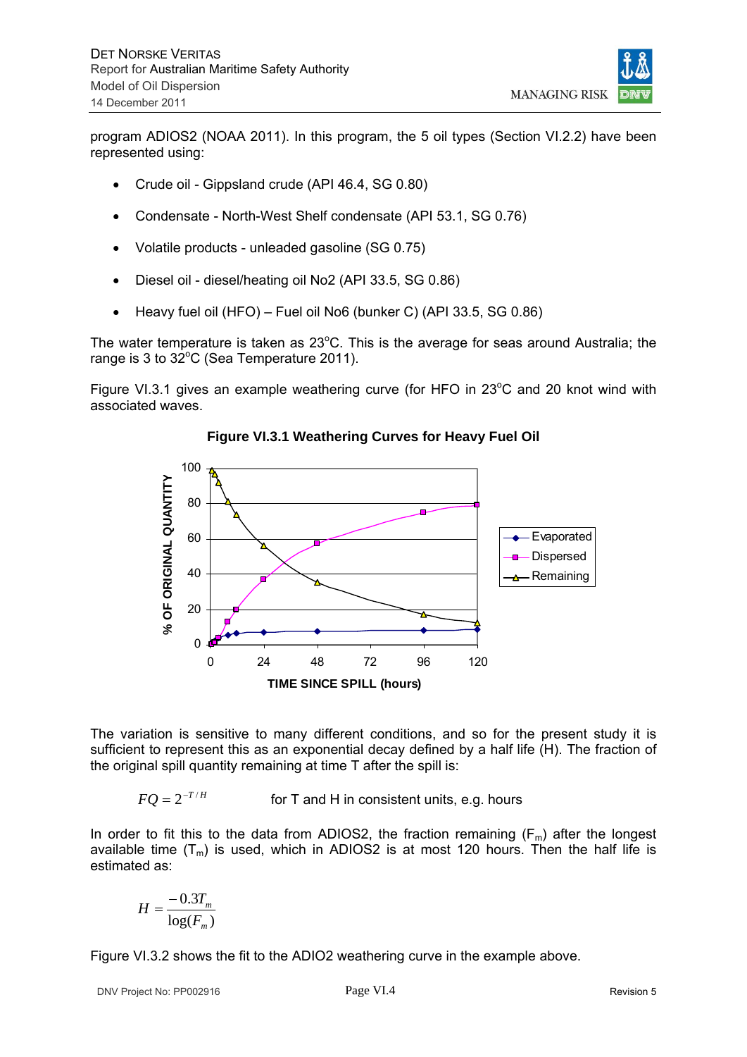program ADIOS2 (NOAA 2011). In this program, the 5 oil types (Section VI.2.2) have been represented using:

- Crude oil - Gippsland crude (API 46.4, SG 0.80)
- Condensate - North-West Shelf condensate (API 53.1, SG 0.76)
- Volatile products - unleaded gasoline (SG 0.75)
- Diesel oil - diesel/heating oil No2 (API 33.5, SG 0.86)
- Heavy fuel oil (HFO) – Fuel oil No6 (bunker C) (API 33.5, SG 0.86)

The water temperature is taken as 23°C. This is the average for seas around Australia; the range is 3 to 32°C (Sea Temperature 2011).

Figure VI.3.1 gives an example weathering curve (for HFO in 23°C and 20 knot wind with associated waves.

**Figure VI.3.1 Weathering Curves for Heavy Fuel Oil**

The variation is sensitive to many different conditions, and so for the present study it is sufficient to represent this as an exponential decay defined by a half life (H). The fraction of the original spill quantity remaining at time T after the spill is:

$$FQ = 2^{-T/H} \qquad \text{for T and H in consistent units, e.g. hours}$$

In order to fit this to the data from ADIOS2, the fraction remaining ($F_m$) after the longest available time ($T_m$) is used, which in ADIOS2 is at most 120 hours. Then the half life is estimated as:

$$H = \frac{-0.3T_m}{\log(F_m)}$$

Figure VI.3.2 shows the fit to the ADIO2 weathering curve in the example above.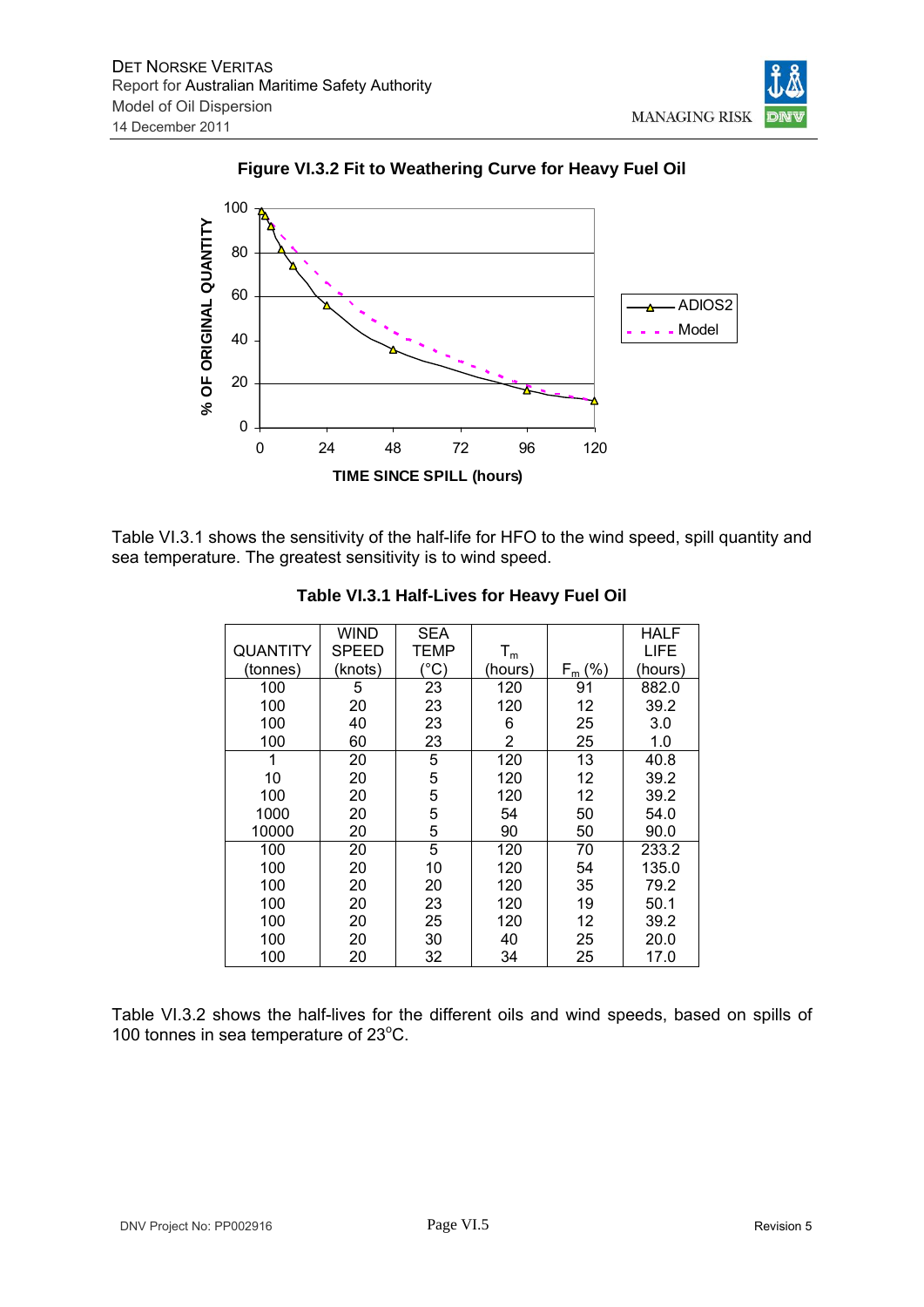**Figure VI.3.2 Fit to Weathering Curve for Heavy Fuel Oil**

Table VI.3.1 shows the sensitivity of the half-life for HFO to the wind speed, spill quantity and sea temperature. The greatest sensitivity is to wind speed.

**Table VI.3.1 Half-Lives for Heavy Fuel Oil**

| QUANTITY (tonnes) | WIND SPEED (knots) | SEA TEMP (°C) | $T_m$ (hours) | $F_m$ (%) | HALF LIFE (hours) |
|---|---|---|---|---|---|
| 100 | 5 | 23 | 120 | 91 | 882.0 |
| 100 | 20 | 23 | 120 | 12 | 39.2 |
| 100 | 40 | 23 | 6 | 25 | 3.0 |
| 100 | 60 | 23 | 2 | 25 | 1.0 |
| 1 | 20 | 5 | 120 | 13 | 40.8 |
| 10 | 20 | 5 | 120 | 12 | 39.2 |
| 100 | 20 | 5 | 120 | 12 | 39.2 |
| 1000 | 20 | 5 | 54 | 50 | 54.0 |
| 10000 | 20 | 5 | 90 | 50 | 90.0 |
| 100 | 20 | 5 | 120 | 70 | 233.2 |
| 100 | 20 | 10 | 120 | 54 | 135.0 |
| 100 | 20 | 20 | 120 | 35 | 79.2 |
| 100 | 20 | 23 | 120 | 19 | 50.1 |
| 100 | 20 | 25 | 120 | 12 | 39.2 |
| 100 | 20 | 30 | 40 | 25 | 20.0 |
| 100 | 20 | 32 | 34 | 25 | 17.0 |

Table VI.3.2 shows the half-lives for the different oils and wind speeds, based on spills of 100 tonnes in sea temperature of 23°C.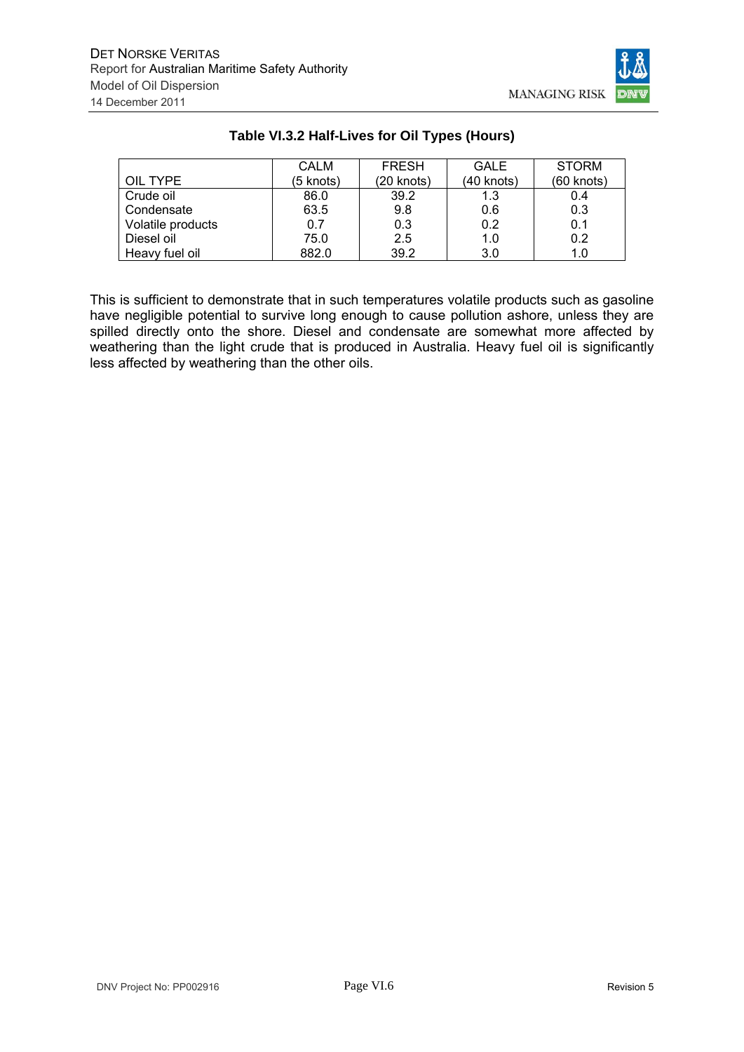**Table VI.3.2 Half-Lives for Oil Types (Hours)**

| OIL TYPE | CALM (5 knots) | FRESH (20 knots) | GALE (40 knots) | STORM (60 knots) |
|---|---|---|---|---|
| Crude oil | 86.0 | 39.2 | 1.3 | 0.4 |
| Condensate | 63.5 | 9.8 | 0.6 | 0.3 |
| Volatile products | 0.7 | 0.3 | 0.2 | 0.1 |
| Diesel oil | 75.0 | 2.5 | 1.0 | 0.2 |
| Heavy fuel oil | 882.0 | 39.2 | 3.0 | 1.0 |

This is sufficient to demonstrate that in such temperatures volatile products such as gasoline have negligible potential to survive long enough to cause pollution ashore, unless they are spilled directly onto the shore. Diesel and condensate are somewhat more affected by weathering than the light crude that is produced in Australia. Heavy fuel oil is significantly less affected by weathering than the other oils.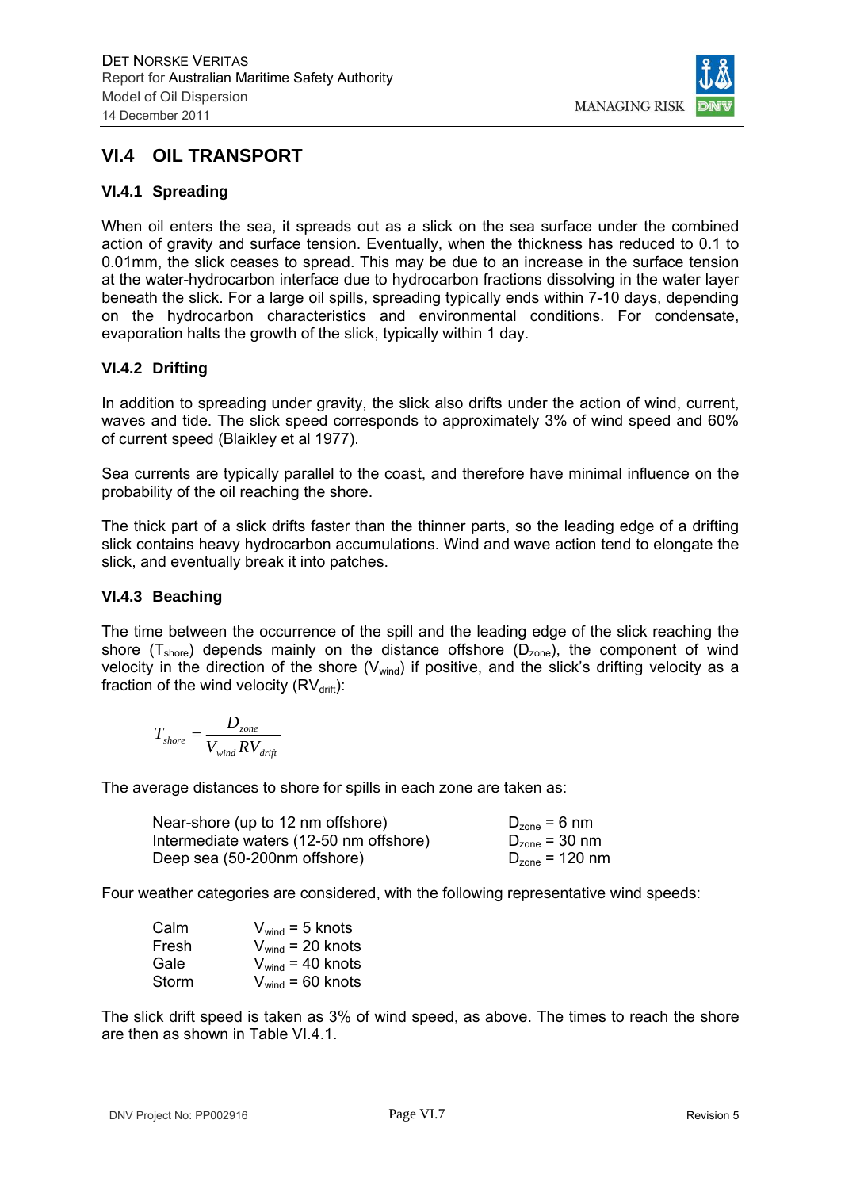## VI.4 OIL TRANSPORT

### VI.4.1 Spreading

When oil enters the sea, it spreads out as a slick on the sea surface under the combined action of gravity and surface tension. Eventually, when the thickness has reduced to 0.1 to 0.01mm, the slick ceases to spread. This may be due to an increase in the surface tension at the water-hydrocarbon interface due to hydrocarbon fractions dissolving in the water layer beneath the slick. For a large oil spills, spreading typically ends within 7-10 days, depending on the hydrocarbon characteristics and environmental conditions. For condensate, evaporation halts the growth of the slick, typically within 1 day.

### VI.4.2 Drifting

In addition to spreading under gravity, the slick also drifts under the action of wind, current, waves and tide. The slick speed corresponds to approximately 3% of wind speed and 60% of current speed (Blaikley et al 1977).

Sea currents are typically parallel to the coast, and therefore have minimal influence on the probability of the oil reaching the shore.

The thick part of a slick drifts faster than the thinner parts, so the leading edge of a drifting slick contains heavy hydrocarbon accumulations. Wind and wave action tend to elongate the slick, and eventually break it into patches.

### VI.4.3 Beaching

The time between the occurrence of the spill and the leading edge of the slick reaching the shore ($T_{shore}$) depends mainly on the distance offshore ($D_{zone}$), the component of wind velocity in the direction of the shore ($V_{wind}$) if positive, and the slick's drifting velocity as a fraction of the wind velocity ($RV_{drift}$):

$$T_{shore} = \frac{D_{zone}}{V_{wind} RV_{drift}}$$

The average distances to shore for spills in each zone are taken as:

| | |
|---|---|
| Near-shore (up to 12 nm offshore) | $D_{zone}$ = 6 nm |
| Intermediate waters (12-50 nm offshore) | $D_{zone}$ = 30 nm |
| Deep sea (50-200nm offshore) | $D_{zone}$ = 120 nm |

Four weather categories are considered, with the following representative wind speeds:

| | |
|---|---|
| Calm | $V_{wind}$ = 5 knots |
| Fresh | $V_{wind}$ = 20 knots |
| Gale | $V_{wind}$ = 40 knots |
| Storm | $V_{wind}$ = 60 knots |

The slick drift speed is taken as 3% of wind speed, as above. The times to reach the shore are then as shown in Table VI.4.1.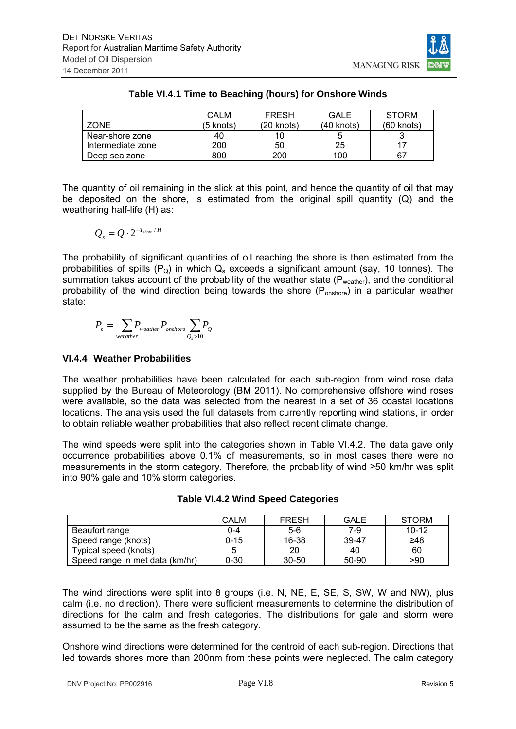**Table VI.4.1 Time to Beaching (hours) for Onshore Winds**

| ZONE | CALM (5 knots) | FRESH (20 knots) | GALE (40 knots) | STORM (60 knots) |
|---|---|---|---|---|
| Near-shore zone | 40 | 10 | 5 | 3 |
| Intermediate zone | 200 | 50 | 25 | 17 |
| Deep sea zone | 800 | 200 | 100 | 67 |

The quantity of oil remaining in the slick at this point, and hence the quantity of oil that may be deposited on the shore, is estimated from the original spill quantity (Q) and the weathering half-life (H) as:

$$Q_s = Q \cdot 2^{-T_{shore}/H}$$

The probability of significant quantities of oil reaching the shore is then estimated from the probabilities of spills ($P_Q$) in which $Q_s$ exceeds a significant amount (say, 10 tonnes). The summation takes account of the probability of the weather state ($P_{weather}$), and the conditional probability of the wind direction being towards the shore ($P_{onshore}$) in a particular weather state:

$$P_s = \sum_{werather} P_{weather} P_{onshore} \sum_{Q_s > 10} P_Q$$

### VI.4.4 Weather Probabilities

The weather probabilities have been calculated for each sub-region from wind rose data supplied by the Bureau of Meteorology (BM 2011). No comprehensive offshore wind roses were available, so the data was selected from the nearest in a set of 36 coastal locations locations. The analysis used the full datasets from currently reporting wind stations, in order to obtain reliable weather probabilities that also reflect recent climate change.

The wind speeds were split into the categories shown in Table VI.4.2. The data gave only occurrence probabilities above 0.1% of measurements, so in most cases there were no measurements in the storm category. Therefore, the probability of wind ≥50 km/hr was split into 90% gale and 10% storm categories.

**Table VI.4.2 Wind Speed Categories**

| | CALM | FRESH | GALE | STORM |
|---|---|---|---|---|
| Beaufort range | 0-4 | 5-6 | 7-9 | 10-12 |
| Speed range (knots) | 0-15 | 16-38 | 39-47 | ≥48 |
| Typical speed (knots) | 5 | 20 | 40 | 60 |
| Speed range in met data (km/hr) | 0-30 | 30-50 | 50-90 | >90 |

The wind directions were split into 8 groups (i.e. N, NE, E, SE, S, SW, W and NW), plus calm (i.e. no direction). There were sufficient measurements to determine the distribution of directions for the calm and fresh categories. The distributions for gale and storm were assumed to be the same as the fresh category.

Onshore wind directions were determined for the centroid of each sub-region. Directions that led towards shores more than 200nm from these points were neglected. The calm category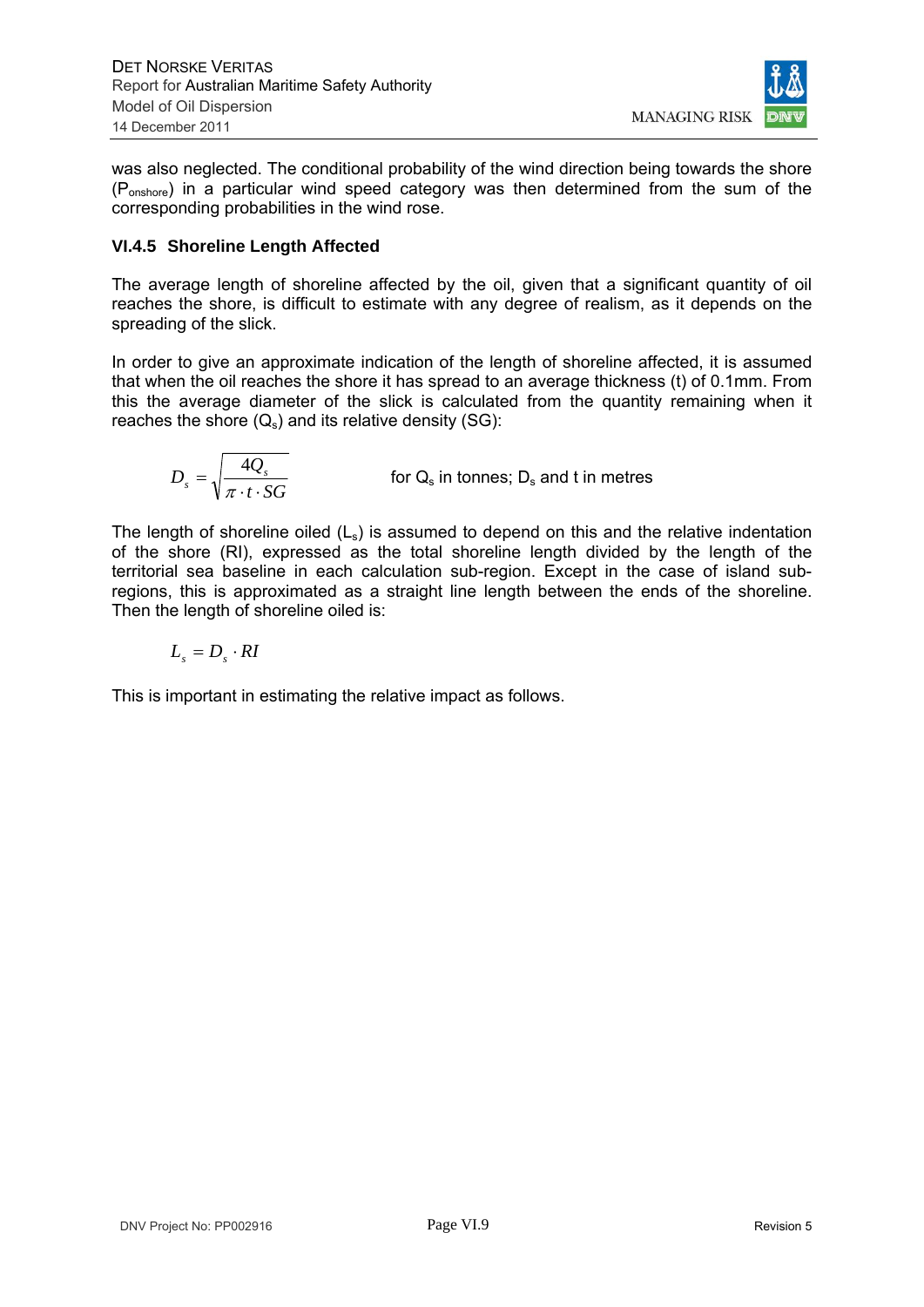was also neglected. The conditional probability of the wind direction being towards the shore ($P_{onshore}$) in a particular wind speed category was then determined from the sum of the corresponding probabilities in the wind rose.

### VI.4.5 Shoreline Length Affected

The average length of shoreline affected by the oil, given that a significant quantity of oil reaches the shore, is difficult to estimate with any degree of realism, as it depends on the spreading of the slick.

In order to give an approximate indication of the length of shoreline affected, it is assumed that when the oil reaches the shore it has spread to an average thickness (t) of 0.1mm. From this the average diameter of the slick is calculated from the quantity remaining when it reaches the shore ($Q_s$) and its relative density (SG):

$$D_s = \sqrt{\frac{4Q_s}{\pi \cdot t \cdot SG}}$$

for $Q_s$ in tonnes; $D_s$ and t in metres

The length of shoreline oiled ($L_s$) is assumed to depend on this and the relative indentation of the shore (RI), expressed as the total shoreline length divided by the length of the territorial sea baseline in each calculation sub-region. Except in the case of island sub-regions, this is approximated as a straight line length between the ends of the shoreline. Then the length of shoreline oiled is:

$$L_s = D_s \cdot RI$$

This is important in estimating the relative impact as follows.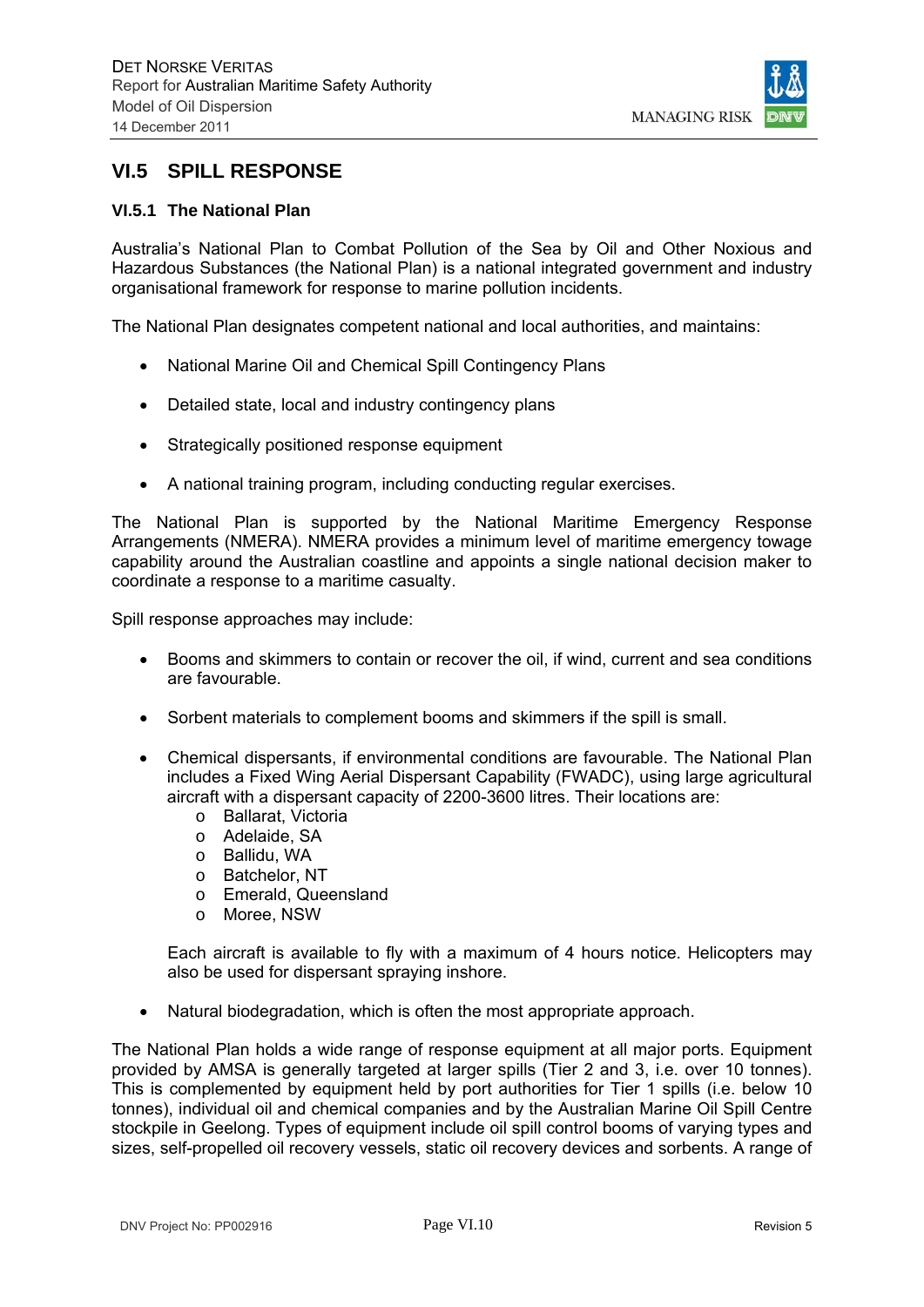## VI.5 SPILL RESPONSE

### VI.5.1 The National Plan

Australia's National Plan to Combat Pollution of the Sea by Oil and Other Noxious and Hazardous Substances (the National Plan) is a national integrated government and industry organisational framework for response to marine pollution incidents.

The National Plan designates competent national and local authorities, and maintains:

- National Marine Oil and Chemical Spill Contingency Plans
- Detailed state, local and industry contingency plans
- Strategically positioned response equipment
- A national training program, including conducting regular exercises.

The National Plan is supported by the National Maritime Emergency Response Arrangements (NMERA). NMERA provides a minimum level of maritime emergency towage capability around the Australian coastline and appoints a single national decision maker to coordinate a response to a maritime casualty.

Spill response approaches may include:

- Booms and skimmers to contain or recover the oil, if wind, current and sea conditions are favourable.
- Sorbent materials to complement booms and skimmers if the spill is small.
- Chemical dispersants, if environmental conditions are favourable. The National Plan includes a Fixed Wing Aerial Dispersant Capability (FWADC), using large agricultural aircraft with a dispersant capacity of 2200-3600 litres. Their locations are:
  - Ballarat, Victoria
  - Adelaide, SA
  - Ballidu, WA
  - Batchelor, NT
  - Emerald, Queensland
  - Moree, NSW

  Each aircraft is available to fly with a maximum of 4 hours notice. Helicopters may also be used for dispersant spraying inshore.

- Natural biodegradation, which is often the most appropriate approach.

The National Plan holds a wide range of response equipment at all major ports. Equipment provided by AMSA is generally targeted at larger spills (Tier 2 and 3, i.e. over 10 tonnes). This is complemented by equipment held by port authorities for Tier 1 spills (i.e. below 10 tonnes), individual oil and chemical companies and by the Australian Marine Oil Spill Centre stockpile in Geelong. Types of equipment include oil spill control booms of varying types and sizes, self-propelled oil recovery vessels, static oil recovery devices and sorbents. A range of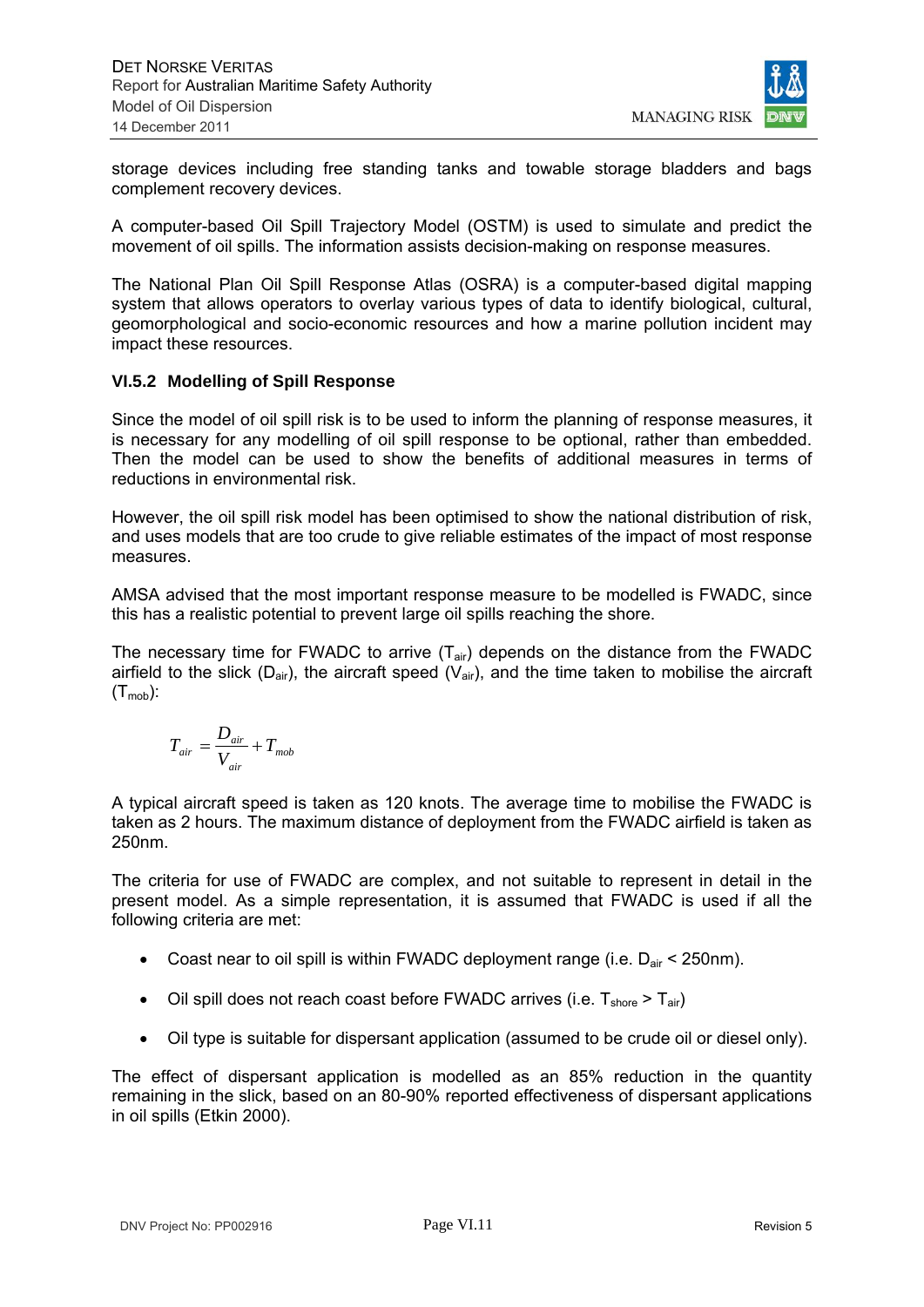storage devices including free standing tanks and towable storage bladders and bags complement recovery devices.

A computer-based Oil Spill Trajectory Model (OSTM) is used to simulate and predict the movement of oil spills. The information assists decision-making on response measures.

The National Plan Oil Spill Response Atlas (OSRA) is a computer-based digital mapping system that allows operators to overlay various types of data to identify biological, cultural, geomorphological and socio-economic resources and how a marine pollution incident may impact these resources.

### VI.5.2 Modelling of Spill Response

Since the model of oil spill risk is to be used to inform the planning of response measures, it is necessary for any modelling of oil spill response to be optional, rather than embedded. Then the model can be used to show the benefits of additional measures in terms of reductions in environmental risk.

However, the oil spill risk model has been optimised to show the national distribution of risk, and uses models that are too crude to give reliable estimates of the impact of most response measures.

AMSA advised that the most important response measure to be modelled is FWADC, since this has a realistic potential to prevent large oil spills reaching the shore.

The necessary time for FWADC to arrive ($T_{air}$) depends on the distance from the FWADC airfield to the slick ($D_{air}$), the aircraft speed ($V_{air}$), and the time taken to mobilise the aircraft ($T_{mob}$):

$$T_{air} = \frac{D_{air}}{V_{air}} + T_{mob}$$

A typical aircraft speed is taken as 120 knots. The average time to mobilise the FWADC is taken as 2 hours. The maximum distance of deployment from the FWADC airfield is taken as 250nm.

The criteria for use of FWADC are complex, and not suitable to represent in detail in the present model. As a simple representation, it is assumed that FWADC is used if all the following criteria are met:

- Coast near to oil spill is within FWADC deployment range (i.e. $D_{air}$ < 250nm).
- Oil spill does not reach coast before FWADC arrives (i.e. $T_{shore} > T_{air}$)
- Oil type is suitable for dispersant application (assumed to be crude oil or diesel only).

The effect of dispersant application is modelled as an 85% reduction in the quantity remaining in the slick, based on an 80-90% reported effectiveness of dispersant applications in oil spills (Etkin 2000).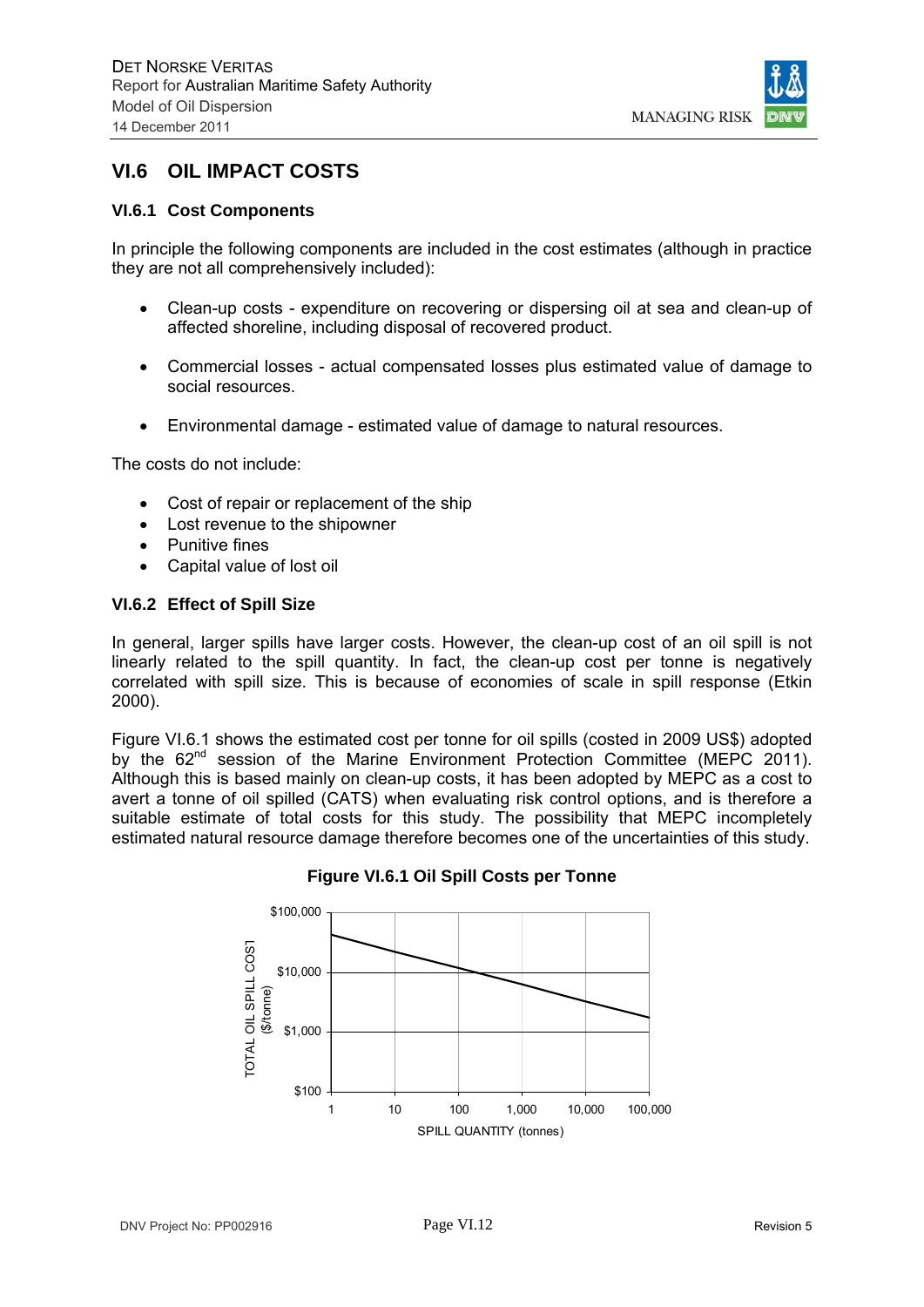## VI.6 OIL IMPACT COSTS

### VI.6.1 Cost Components

In principle the following components are included in the cost estimates (although in practice they are not all comprehensively included):

- Clean-up costs - expenditure on recovering or dispersing oil at sea and clean-up of affected shoreline, including disposal of recovered product.
- Commercial losses - actual compensated losses plus estimated value of damage to social resources.
- Environmental damage - estimated value of damage to natural resources.

The costs do not include:

- Cost of repair or replacement of the ship
- Lost revenue to the shipowner
- Punitive fines
- Capital value of lost oil

### VI.6.2 Effect of Spill Size

In general, larger spills have larger costs. However, the clean-up cost of an oil spill is not linearly related to the spill quantity. In fact, the clean-up cost per tonne is negatively correlated with spill size. This is because of economies of scale in spill response (Etkin 2000).

Figure VI.6.1 shows the estimated cost per tonne for oil spills (costed in 2009 US$) adopted by the 62nd session of the Marine Environment Protection Committee (MEPC 2011). Although this is based mainly on clean-up costs, it has been adopted by MEPC as a cost to avert a tonne of oil spilled (CATS) when evaluating risk control options, and is therefore a suitable estimate of total costs for this study. The possibility that MEPC incompletely estimated natural resource damage therefore becomes one of the uncertainties of this study.

**Figure VI.6.1 Oil Spill Costs per Tonne**

TOTAL OIL SPILL COST ($/tonne): $100, $1,000, $10,000, $100,000

SPILL QUANTITY (tonnes): 1, 10, 100, 1,000, 10,000, 100,000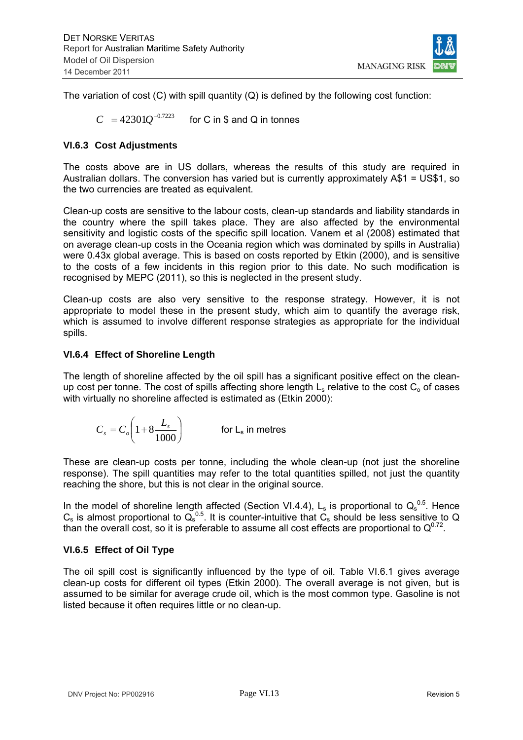The variation of cost (C) with spill quantity (Q) is defined by the following cost function:

$$C = 42301Q^{-0.7223} \quad \text{for C in \$ and Q in tonnes}$$

### VI.6.3 Cost Adjustments

The costs above are in US dollars, whereas the results of this study are required in Australian dollars. The conversion has varied but is currently approximately A$1 = US$1, so the two currencies are treated as equivalent.

Clean-up costs are sensitive to the labour costs, clean-up standards and liability standards in the country where the spill takes place. They are also affected by the environmental sensitivity and logistic costs of the specific spill location. Vanem et al (2008) estimated that on average clean-up costs in the Oceania region which was dominated by spills in Australia) were 0.43x global average. This is based on costs reported by Etkin (2000), and is sensitive to the costs of a few incidents in this region prior to this date. No such modification is recognised by MEPC (2011), so this is neglected in the present study.

Clean-up costs are also very sensitive to the response strategy. However, it is not appropriate to model these in the present study, which aim to quantify the average risk, which is assumed to involve different response strategies as appropriate for the individual spills.

### VI.6.4 Effect of Shoreline Length

The length of shoreline affected by the oil spill has a significant positive effect on the clean-up cost per tonne. The cost of spills affecting shore length $L_s$ relative to the cost $C_o$ of cases with virtually no shoreline affected is estimated as (Etkin 2000):

$$C_s = C_o\left(1 + 8\frac{L_s}{1000}\right) \quad \text{for } L_s \text{ in metres}$$

These are clean-up costs per tonne, including the whole clean-up (not just the shoreline response). The spill quantities may refer to the total quantities spilled, not just the quantity reaching the shore, but this is not clear in the original source.

In the model of shoreline length affected (Section VI.4.4), $L_s$ is proportional to $Q_s^{0.5}$. Hence $C_s$ is almost proportional to $Q_s^{0.5}$. It is counter-intuitive that $C_s$ should be less sensitive to Q than the overall cost, so it is preferable to assume all cost effects are proportional to $Q^{0.72}$.

### VI.6.5 Effect of Oil Type

The oil spill cost is significantly influenced by the type of oil. Table VI.6.1 gives average clean-up costs for different oil types (Etkin 2000). The overall average is not given, but is assumed to be similar for average crude oil, which is the most common type. Gasoline is not listed because it often requires little or no clean-up.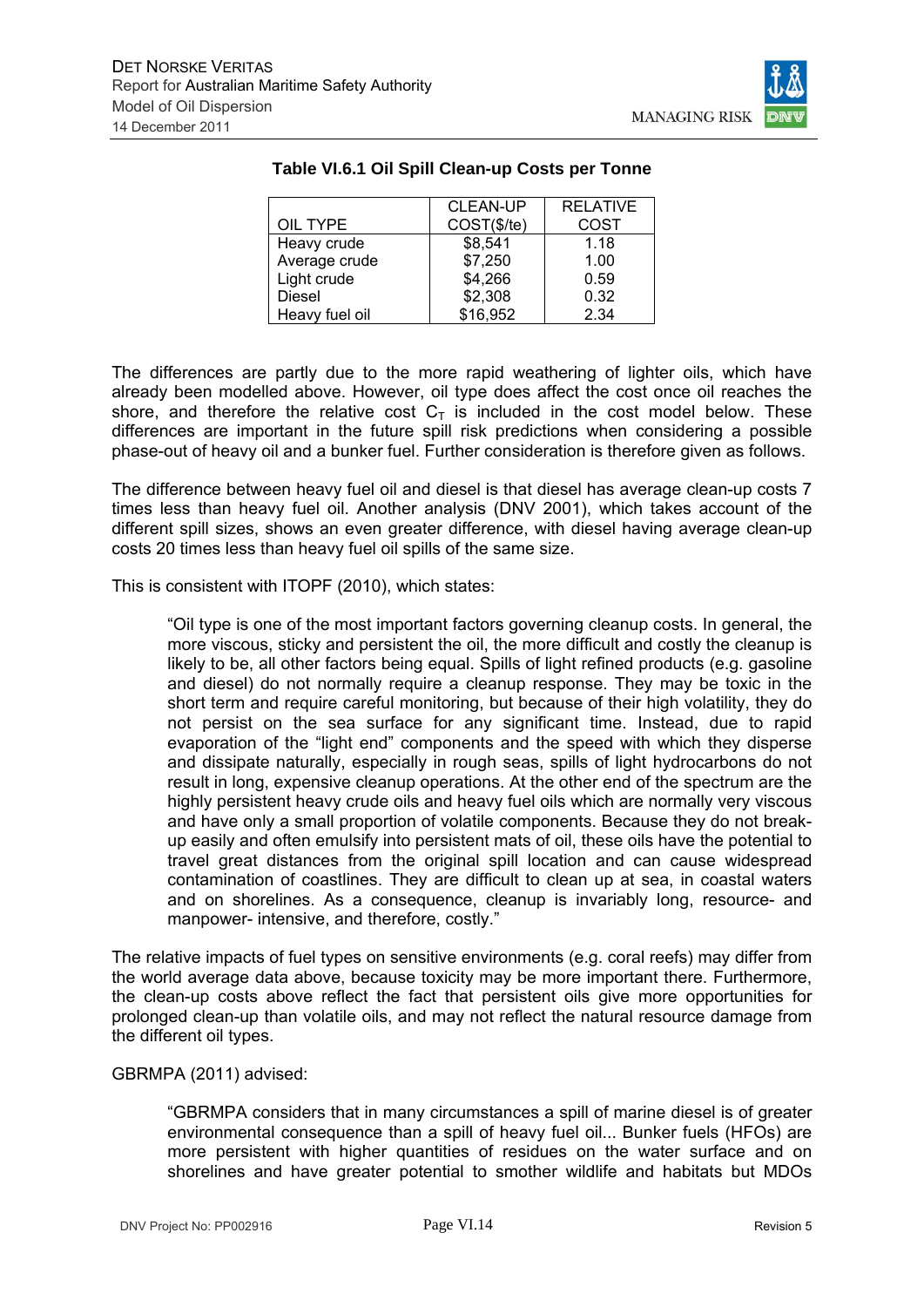**Table VI.6.1 Oil Spill Clean-up Costs per Tonne**

| OIL TYPE | CLEAN-UP COST($/te) | RELATIVE COST |
|---|---|---|
| Heavy crude | $8,541 | 1.18 |
| Average crude | $7,250 | 1.00 |
| Light crude | $4,266 | 0.59 |
| Diesel | $2,308 | 0.32 |
| Heavy fuel oil | $16,952 | 2.34 |

The differences are partly due to the more rapid weathering of lighter oils, which have already been modelled above. However, oil type does affect the cost once oil reaches the shore, and therefore the relative cost $C_T$ is included in the cost model below. These differences are important in the future spill risk predictions when considering a possible phase-out of heavy oil and a bunker fuel. Further consideration is therefore given as follows.

The difference between heavy fuel oil and diesel is that diesel has average clean-up costs 7 times less than heavy fuel oil. Another analysis (DNV 2001), which takes account of the different spill sizes, shows an even greater difference, with diesel having average clean-up costs 20 times less than heavy fuel oil spills of the same size.

This is consistent with ITOPF (2010), which states:

> "Oil type is one of the most important factors governing cleanup costs. In general, the more viscous, sticky and persistent the oil, the more difficult and costly the cleanup is likely to be, all other factors being equal. Spills of light refined products (e.g. gasoline and diesel) do not normally require a cleanup response. They may be toxic in the short term and require careful monitoring, but because of their high volatility, they do not persist on the sea surface for any significant time. Instead, due to rapid evaporation of the "light end" components and the speed with which they disperse and dissipate naturally, especially in rough seas, spills of light hydrocarbons do not result in long, expensive cleanup operations. At the other end of the spectrum are the highly persistent heavy crude oils and heavy fuel oils which are normally very viscous and have only a small proportion of volatile components. Because they do not break-up easily and often emulsify into persistent mats of oil, these oils have the potential to travel great distances from the original spill location and can cause widespread contamination of coastlines. They are difficult to clean up at sea, in coastal waters and on shorelines. As a consequence, cleanup is invariably long, resource- and manpower- intensive, and therefore, costly."

The relative impacts of fuel types on sensitive environments (e.g. coral reefs) may differ from the world average data above, because toxicity may be more important there. Furthermore, the clean-up costs above reflect the fact that persistent oils give more opportunities for prolonged clean-up than volatile oils, and may not reflect the natural resource damage from the different oil types.

GBRMPA (2011) advised:

> "GBRMPA considers that in many circumstances a spill of marine diesel is of greater environmental consequence than a spill of heavy fuel oil... Bunker fuels (HFOs) are more persistent with higher quantities of residues on the water surface and on shorelines and have greater potential to smother wildlife and habitats but MDOs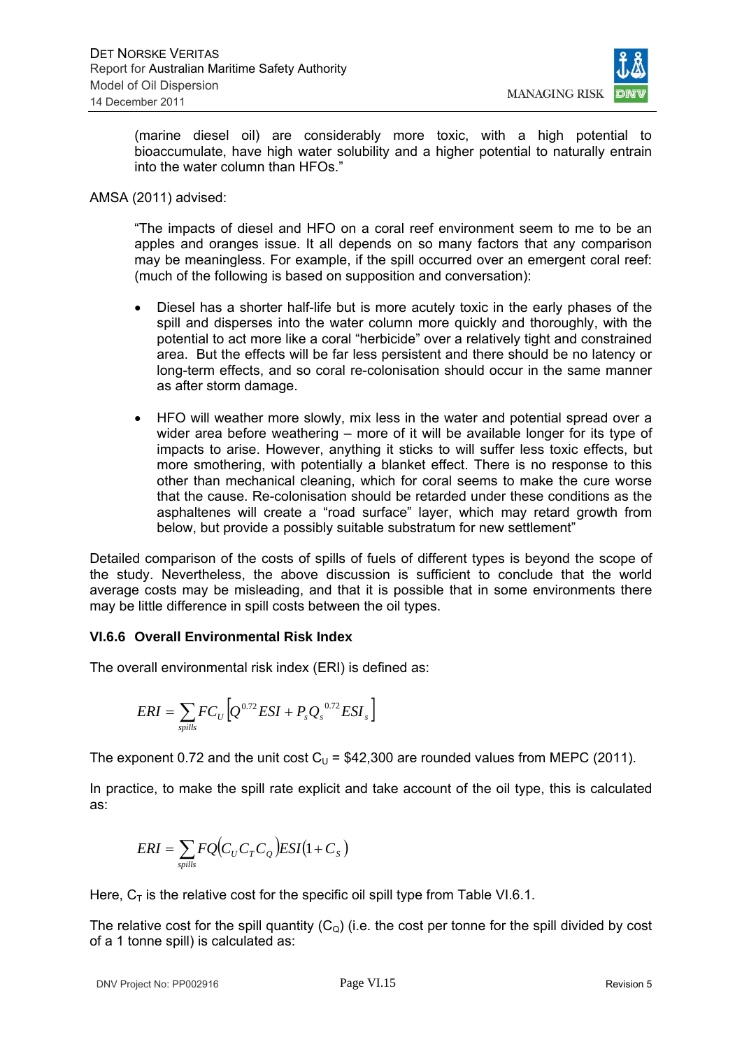(marine diesel oil) are considerably more toxic, with a high potential to bioaccumulate, have high water solubility and a higher potential to naturally entrain into the water column than HFOs."

AMSA (2011) advised:

> "The impacts of diesel and HFO on a coral reef environment seem to me to be an apples and oranges issue. It all depends on so many factors that any comparison may be meaningless. For example, if the spill occurred over an emergent coral reef: (much of the following is based on supposition and conversation):
>
> - Diesel has a shorter half-life but is more acutely toxic in the early phases of the spill and disperses into the water column more quickly and thoroughly, with the potential to act more like a coral "herbicide" over a relatively tight and constrained area. But the effects will be far less persistent and there should be no latency or long-term effects, and so coral re-colonisation should occur in the same manner as after storm damage.
>
> - HFO will weather more slowly, mix less in the water and potential spread over a wider area before weathering – more of it will be available longer for its type of impacts to arise. However, anything it sticks to will suffer less toxic effects, but more smothering, with potentially a blanket effect. There is no response to this other than mechanical cleaning, which for coral seems to make the cure worse that the cause. Re-colonisation should be retarded under these conditions as the asphaltenes will create a "road surface" layer, which may retard growth from below, but provide a possibly suitable substratum for new settlement"

Detailed comparison of the costs of spills of fuels of different types is beyond the scope of the study. Nevertheless, the above discussion is sufficient to conclude that the world average costs may be misleading, and that it is possible that in some environments there may be little difference in spill costs between the oil types.

### VI.6.6 Overall Environmental Risk Index

The overall environmental risk index (ERI) is defined as:

$$ERI = \sum_{spills} FC_U \left[ Q^{0.72} ESI + P_s Q_s^{\ 0.72} ESI_s \right]$$

The exponent 0.72 and the unit cost $C_U$ = \$42,300 are rounded values from MEPC (2011).

In practice, to make the spill rate explicit and take account of the oil type, this is calculated as:

$$ERI = \sum_{spills} FQ \left( C_U C_T C_Q \right) ESI \left( 1 + C_S \right)$$

Here, $C_T$ is the relative cost for the specific oil spill type from Table VI.6.1.

The relative cost for the spill quantity ($C_Q$) (i.e. the cost per tonne for the spill divided by cost of a 1 tonne spill) is calculated as: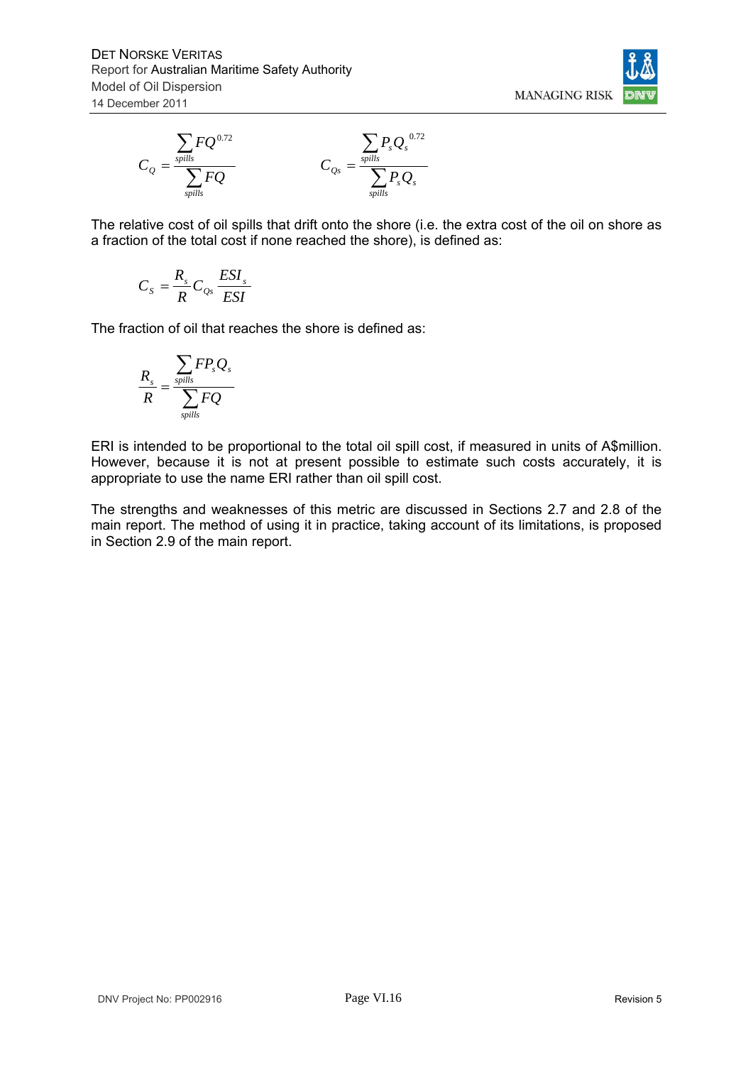$$C_Q = \frac{\sum_{spills} FQ^{0.72}}{\sum_{spills} FQ} \qquad\qquad C_{Qs} = \frac{\sum_{spills} P_s Q_s^{0.72}}{\sum_{spills} P_s Q_s}$$

The relative cost of oil spills that drift onto the shore (i.e. the extra cost of the oil on shore as a fraction of the total cost if none reached the shore), is defined as:

$$C_S = \frac{R_s}{R} C_{Qs} \frac{ESI_s}{ESI}$$

The fraction of oil that reaches the shore is defined as:

$$\frac{R_s}{R} = \frac{\sum_{spills} FP_s Q_s}{\sum_{spills} FQ}$$

ERI is intended to be proportional to the total oil spill cost, if measured in units of A$million. However, because it is not at present possible to estimate such costs accurately, it is appropriate to use the name ERI rather than oil spill cost.

The strengths and weaknesses of this metric are discussed in Sections 2.7 and 2.8 of the main report. The method of using it in practice, taking account of its limitations, is proposed in Section 2.9 of the main report.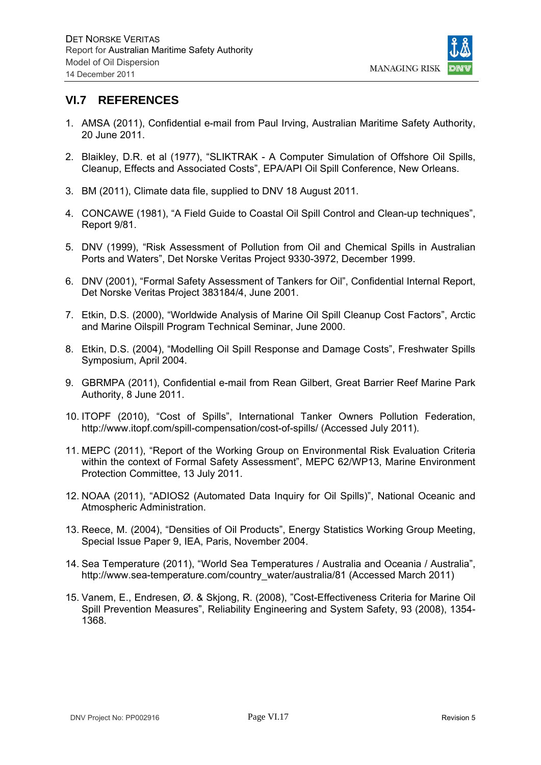## VI.7 REFERENCES

1. AMSA (2011), Confidential e-mail from Paul Irving, Australian Maritime Safety Authority, 20 June 2011.

2. Blaikley, D.R. et al (1977), "SLIKTRAK - A Computer Simulation of Offshore Oil Spills, Cleanup, Effects and Associated Costs", EPA/API Oil Spill Conference, New Orleans.

3. BM (2011), Climate data file, supplied to DNV 18 August 2011.

4. CONCAWE (1981), "A Field Guide to Coastal Oil Spill Control and Clean-up techniques", Report 9/81.

5. DNV (1999), "Risk Assessment of Pollution from Oil and Chemical Spills in Australian Ports and Waters", Det Norske Veritas Project 9330-3972, December 1999.

6. DNV (2001), "Formal Safety Assessment of Tankers for Oil", Confidential Internal Report, Det Norske Veritas Project 383184/4, June 2001.

7. Etkin, D.S. (2000), "Worldwide Analysis of Marine Oil Spill Cleanup Cost Factors", Arctic and Marine Oilspill Program Technical Seminar, June 2000.

8. Etkin, D.S. (2004), "Modelling Oil Spill Response and Damage Costs", Freshwater Spills Symposium, April 2004.

9. GBRMPA (2011), Confidential e-mail from Rean Gilbert, Great Barrier Reef Marine Park Authority, 8 June 2011.

10. ITOPF (2010), "Cost of Spills", International Tanker Owners Pollution Federation, http://www.itopf.com/spill-compensation/cost-of-spills/ (Accessed July 2011).

11. MEPC (2011), "Report of the Working Group on Environmental Risk Evaluation Criteria within the context of Formal Safety Assessment", MEPC 62/WP13, Marine Environment Protection Committee, 13 July 2011.

12. NOAA (2011), "ADIOS2 (Automated Data Inquiry for Oil Spills)", National Oceanic and Atmospheric Administration.

13. Reece, M. (2004), "Densities of Oil Products", Energy Statistics Working Group Meeting, Special Issue Paper 9, IEA, Paris, November 2004.

14. Sea Temperature (2011), "World Sea Temperatures / Australia and Oceania / Australia", http://www.sea-temperature.com/country_water/australia/81 (Accessed March 2011)

15. Vanem, E., Endresen, Ø. & Skjong, R. (2008), "Cost-Effectiveness Criteria for Marine Oil Spill Prevention Measures", Reliability Engineering and System Safety, 93 (2008), 1354-1368.